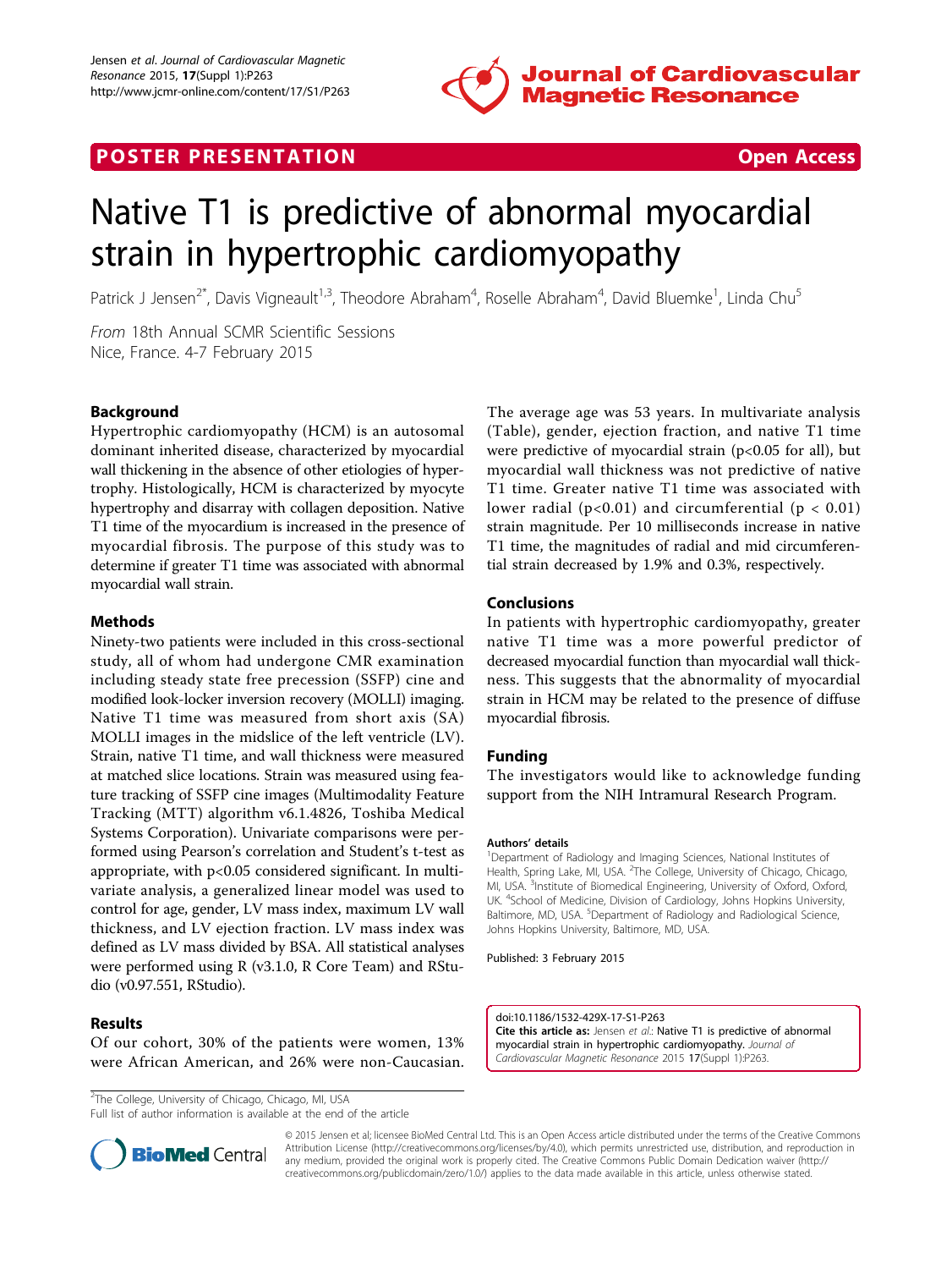POSTER PRESENTATION

Open Access

# Native T1 is predictive of abnormal myocardial strain in hypertrophic cardiomyopathy

Patrick J Jensen[2*], Davis Vigneault[1,3], Theodore Abraham[4], Roselle Abraham[4], David Bluemke[1], Linda Chu[5]

*From* 18th Annual SCMR Scientific Sessions
Nice, France. 4-7 February 2015

## Background

Hypertrophic cardiomyopathy (HCM) is an autosomal dominant inherited disease, characterized by myocardial wall thickening in the absence of other etiologies of hypertrophy. Histologically, HCM is characterized by myocyte hypertrophy and disarray with collagen deposition. Native T1 time of the myocardium is increased in the presence of myocardial fibrosis. The purpose of this study was to determine if greater T1 time was associated with abnormal myocardial wall strain.

## Methods

Ninety-two patients were included in this cross-sectional study, all of whom had undergone CMR examination including steady state free precession (SSFP) cine and modified look-locker inversion recovery (MOLLI) imaging. Native T1 time was measured from short axis (SA) MOLLI images in the midslice of the left ventricle (LV). Strain, native T1 time, and wall thickness were measured at matched slice locations. Strain was measured using feature tracking of SSFP cine images (Multimodality Feature Tracking (MTT) algorithm v6.1.4826, Toshiba Medical Systems Corporation). Univariate comparisons were performed using Pearson's correlation and Student's t-test as appropriate, with $p<0.05$ considered significant. In multivariate analysis, a generalized linear model was used to control for age, gender, LV mass index, maximum LV wall thickness, and LV ejection fraction. LV mass index was defined as LV mass divided by BSA. All statistical analyses were performed using R (v3.1.0, R Core Team) and RStudio (v0.97.551, RStudio).

## Results

Of our cohort, 30% of the patients were women, 13% were African American, and 26% were non-Caucasian. The average age was 53 years. In multivariate analysis (Table), gender, ejection fraction, and native T1 time were predictive of myocardial strain ($p<0.05$ for all), but myocardial wall thickness was not predictive of native T1 time. Greater native T1 time was associated with lower radial ($p<0.01$) and circumferential ($p < 0.01$) strain magnitude. Per 10 milliseconds increase in native T1 time, the magnitudes of radial and mid circumferential strain decreased by 1.9% and 0.3%, respectively.

## Conclusions

In patients with hypertrophic cardiomyopathy, greater native T1 time was a more powerful predictor of decreased myocardial function than myocardial wall thickness. This suggests that the abnormality of myocardial strain in HCM may be related to the presence of diffuse myocardial fibrosis.

## Funding

The investigators would like to acknowledge funding support from the NIH Intramural Research Program.

### Authors' details

[1]Department of Radiology and Imaging Sciences, National Institutes of Health, Spring Lake, MI, USA. [2]The College, University of Chicago, Chicago, MI, USA. [3]Institute of Biomedical Engineering, University of Oxford, Oxford, UK. [4]School of Medicine, Division of Cardiology, Johns Hopkins University, Baltimore, MD, USA. [5]Department of Radiology and Radiological Science, Johns Hopkins University, Baltimore, MD, USA.

Published: 3 February 2015

doi:10.1186/1532-429X-17-S1-P263
**Cite this article as:** Jensen *et al.*: Native T1 is predictive of abnormal myocardial strain in hypertrophic cardiomyopathy. *Journal of Cardiovascular Magnetic Resonance* 2015 **17**(Suppl 1):P263.

[2]The College, University of Chicago, Chicago, MI, USA
Full list of author information is available at the end of the article

© 2015 Jensen et al; licensee BioMed Central Ltd. This is an Open Access article distributed under the terms of the Creative Commons Attribution License (http://creativecommons.org/licenses/by/4.0), which permits unrestricted use, distribution, and reproduction in any medium, provided the original work is properly cited. The Creative Commons Public Domain Dedication waiver (http://creativecommons.org/publicdomain/zero/1.0/) applies to the data made available in this article, unless otherwise stated.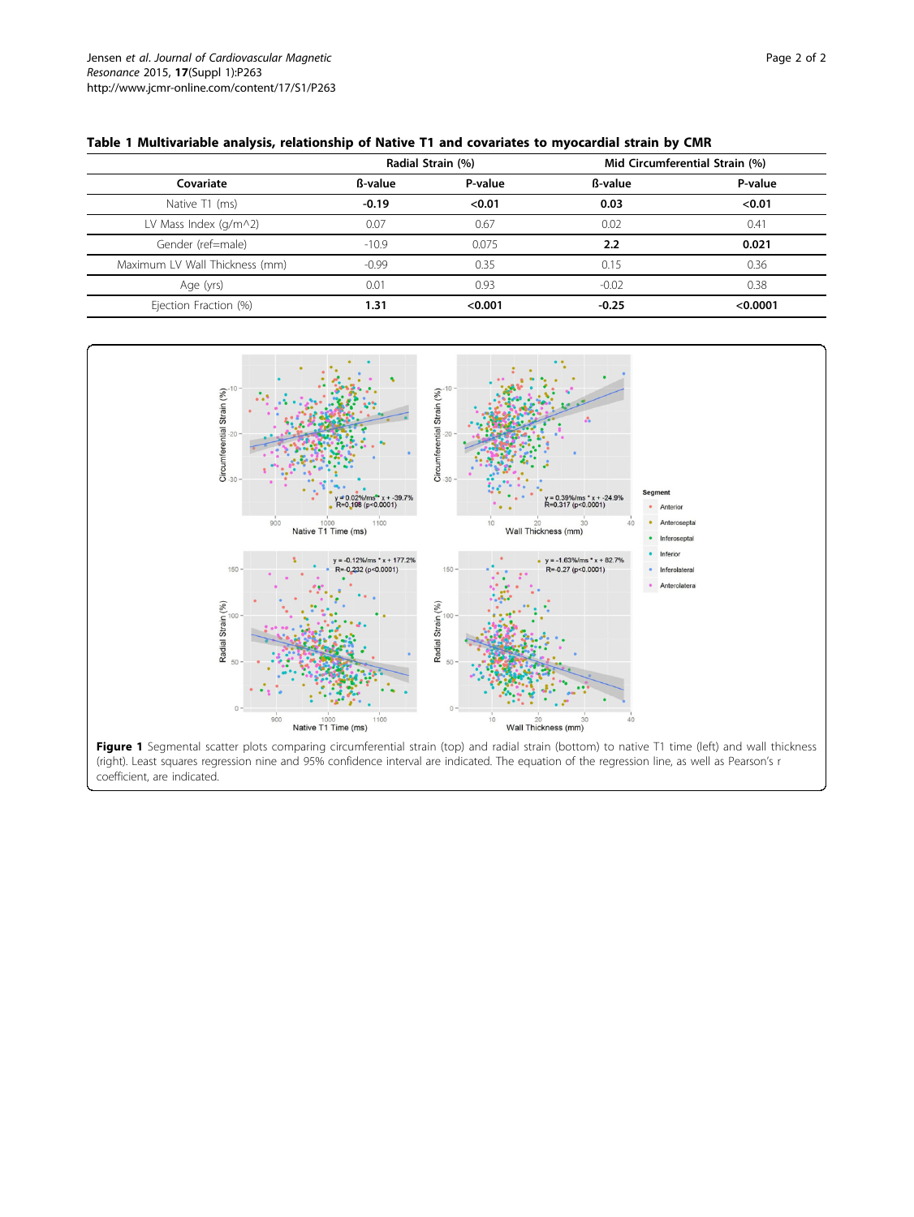**Table 1 Multivariable analysis, relationship of Native T1 and covariates to myocardial strain by CMR**

| | Radial Strain (%) | | Mid Circumferential Strain (%) | |
|---|---|---|---|---|
| **Covariate** | **ß-value** | **P-value** | **ß-value** | **P-value** |
| Native T1 (ms) | **-0.19** | **<0.01** | **0.03** | **<0.01** |
| LV Mass Index (g/m^2) | 0.07 | 0.67 | 0.02 | 0.41 |
| Gender (ref=male) | -10.9 | 0.075 | **2.2** | **0.021** |
| Maximum LV Wall Thickness (mm) | -0.99 | 0.35 | 0.15 | 0.36 |
| Age (yrs) | 0.01 | 0.93 | -0.02 | 0.38 |
| Ejection Fraction (%) | **1.31** | **<0.001** | **-0.25** | **<0.0001** |

Circumferential Strain (%)
-10
-20
-30
y = 0.02%/ms * x + -39.7%
R=0.198 (p<0.0001)
900 1000 1100
Native T1 Time (ms)

Circumferential Strain (%)
-10
-20
-30
y = 0.39%/mm * x + -24.9%
R=0.317 (p<0.0001)
10 20 30 40
Wall Thickness (mm)

Segment
Anterior
Anteroseptal
Inferoseptal
Inferior
Inferolateral
Anterolateral

Radial Strain (%)
150
100
50
0
y = -0.12%/ms * x + 177.2%
R=-0.232 (p<0.0001)
900 1000 1100
Native T1 Time (ms)

Radial Strain (%)
150
100
50
0
y = -1.63%/mm * x + 82.7%
R=-0.27 (p<0.0001)
10 20 30 40
Wall Thickness (mm)

**Figure 1** Segmental scatter plots comparing circumferential strain (top) and radial strain (bottom) to native T1 time (left) and wall thickness (right). Least squares regression nine and 95% confidence interval are indicated. The equation of the regression line, as well as Pearson's r coefficient, are indicated.